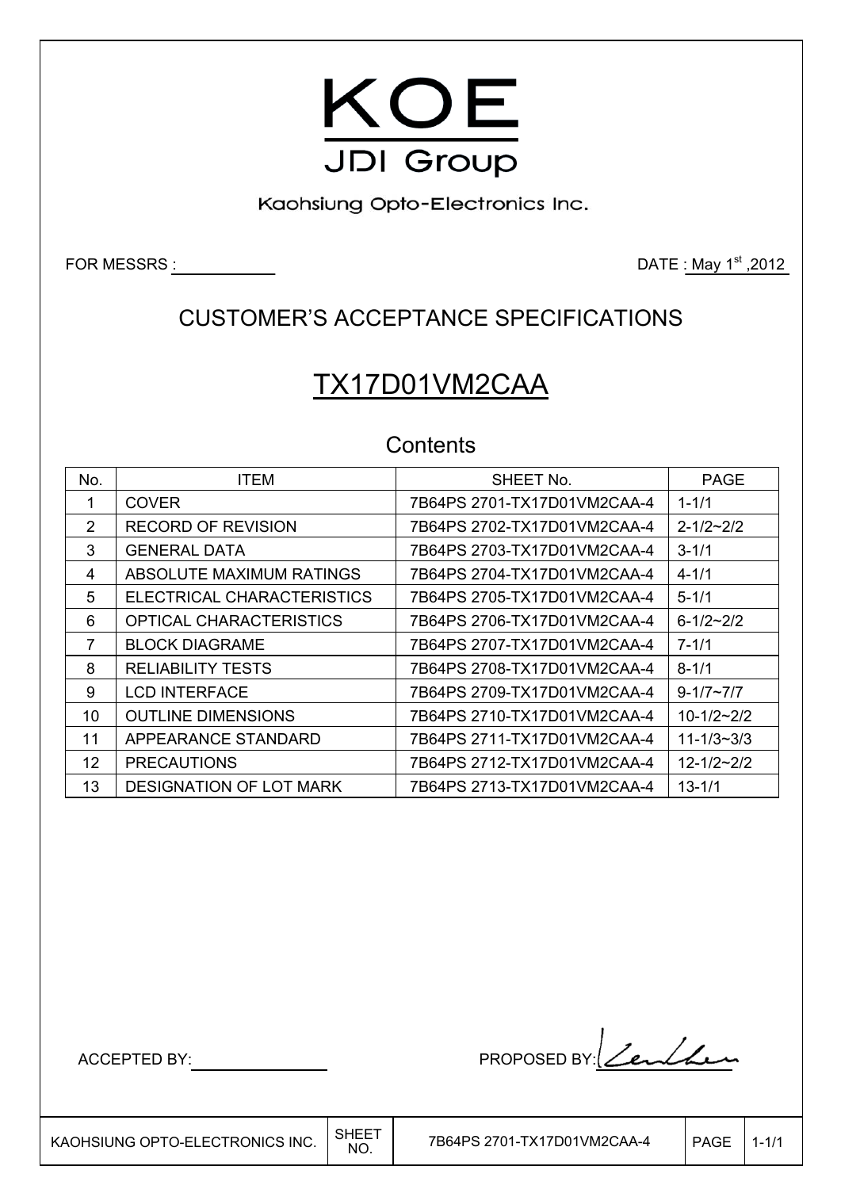# KOE

JDI Group

Kaohsiung Opto-Electronics Inc.

FOR MESSRS :

DATE : May 1st ,2012

## CUSTOMER'S ACCEPTANCE SPECIFICATIONS

# TX17D01VM2CAA

## Contents

| No. | ITEM | SHEET No. | PAGE |
|---|---|---|---|
| 1 | COVER | 7B64PS 2701-TX17D01VM2CAA-4 | 1-1/1 |
| 2 | RECORD OF REVISION | 7B64PS 2702-TX17D01VM2CAA-4 | 2-1/2~2/2 |
| 3 | GENERAL DATA | 7B64PS 2703-TX17D01VM2CAA-4 | 3-1/1 |
| 4 | ABSOLUTE MAXIMUM RATINGS | 7B64PS 2704-TX17D01VM2CAA-4 | 4-1/1 |
| 5 | ELECTRICAL CHARACTERISTICS | 7B64PS 2705-TX17D01VM2CAA-4 | 5-1/1 |
| 6 | OPTICAL CHARACTERISTICS | 7B64PS 2706-TX17D01VM2CAA-4 | 6-1/2~2/2 |
| 7 | BLOCK DIAGRAME | 7B64PS 2707-TX17D01VM2CAA-4 | 7-1/1 |
| 8 | RELIABILITY TESTS | 7B64PS 2708-TX17D01VM2CAA-4 | 8-1/1 |
| 9 | LCD INTERFACE | 7B64PS 2709-TX17D01VM2CAA-4 | 9-1/7~7/7 |
| 10 | OUTLINE DIMENSIONS | 7B64PS 2710-TX17D01VM2CAA-4 | 10-1/2~2/2 |
| 11 | APPEARANCE STANDARD | 7B64PS 2711-TX17D01VM2CAA-4 | 11-1/3~3/3 |
| 12 | PRECAUTIONS | 7B64PS 2712-TX17D01VM2CAA-4 | 12-1/2~2/2 |
| 13 | DESIGNATION OF LOT MARK | 7B64PS 2713-TX17D01VM2CAA-4 | 13-1/1 |

ACCEPTED BY:

PROPOSED BY: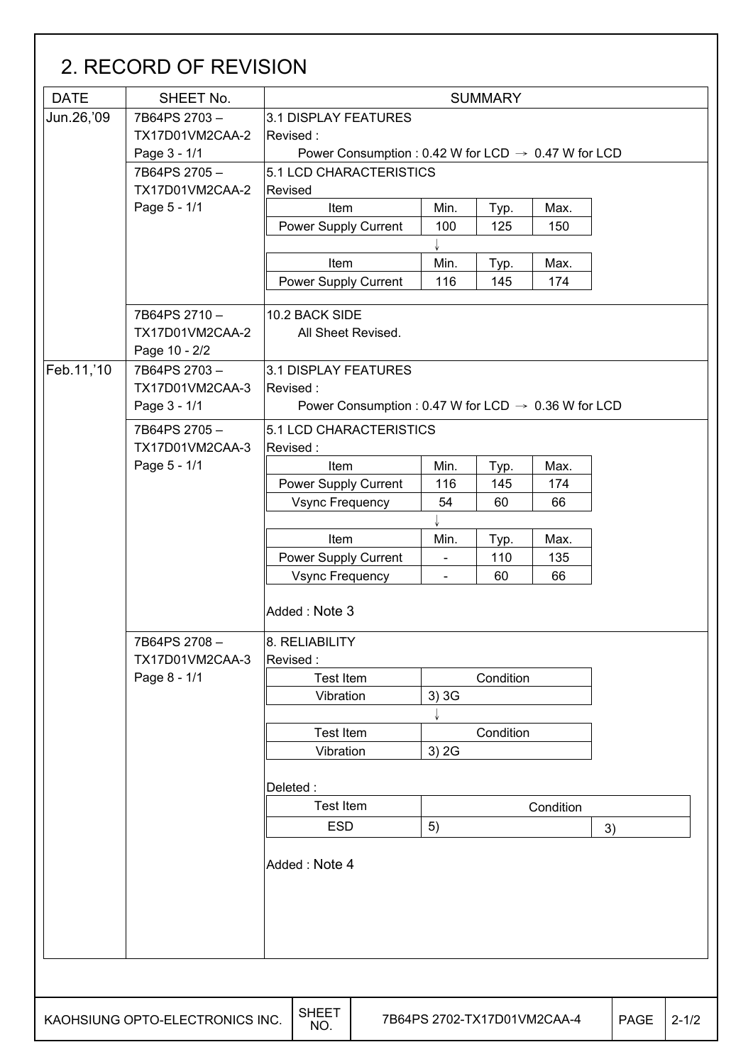## 2. RECORD OF REVISION

| DATE | SHEET No. | SUMMARY |
|---|---|---|
| Jun.26,'09 | 7B64PS 2703 – TX17D01VM2CAA-2 Page 3 - 1/1 | 3.1 DISPLAY FEATURES<br>Revised :<br>Power Consumption : 0.42 W for LCD → 0.47 W for LCD |
| | 7B64PS 2705 – TX17D01VM2CAA-2 Page 5 - 1/1 | 5.1 LCD CHARACTERISTICS<br>Revised<br>Item / Min. / Typ. / Max.<br>Power Supply Current / 100 / 125 / 150<br>↓<br>Item / Min. / Typ. / Max.<br>Power Supply Current / 116 / 145 / 174 |
| | 7B64PS 2710 – TX17D01VM2CAA-2 Page 10 - 2/2 | 10.2 BACK SIDE<br>All Sheet Revised. |
| Feb.11,'10 | 7B64PS 2703 – TX17D01VM2CAA-3 Page 3 - 1/1 | 3.1 DISPLAY FEATURES<br>Revised :<br>Power Consumption : 0.47 W for LCD → 0.36 W for LCD |
| | 7B64PS 2705 – TX17D01VM2CAA-3 Page 5 - 1/1 | 5.1 LCD CHARACTERISTICS<br>Revised :<br>Item / Min. / Typ. / Max.<br>Power Supply Current / 116 / 145 / 174<br>Vsync Frequency / 54 / 60 / 66<br>↓<br>Item / Min. / Typ. / Max.<br>Power Supply Current / - / 110 / 135<br>Vsync Frequency / - / 60 / 66<br><br>Added : Note 3 |
| | 7B64PS 2708 – TX17D01VM2CAA-3 Page 8 - 1/1 | 8. RELIABILITY<br>Revised :<br>Test Item / Condition<br>Vibration / 3) 3G<br>↓<br>Test Item / Condition<br>Vibration / 3) 2G<br><br>Deleted :<br>Test Item / Condition<br>ESD / 5) / 3)<br><br>Added : Note 4 |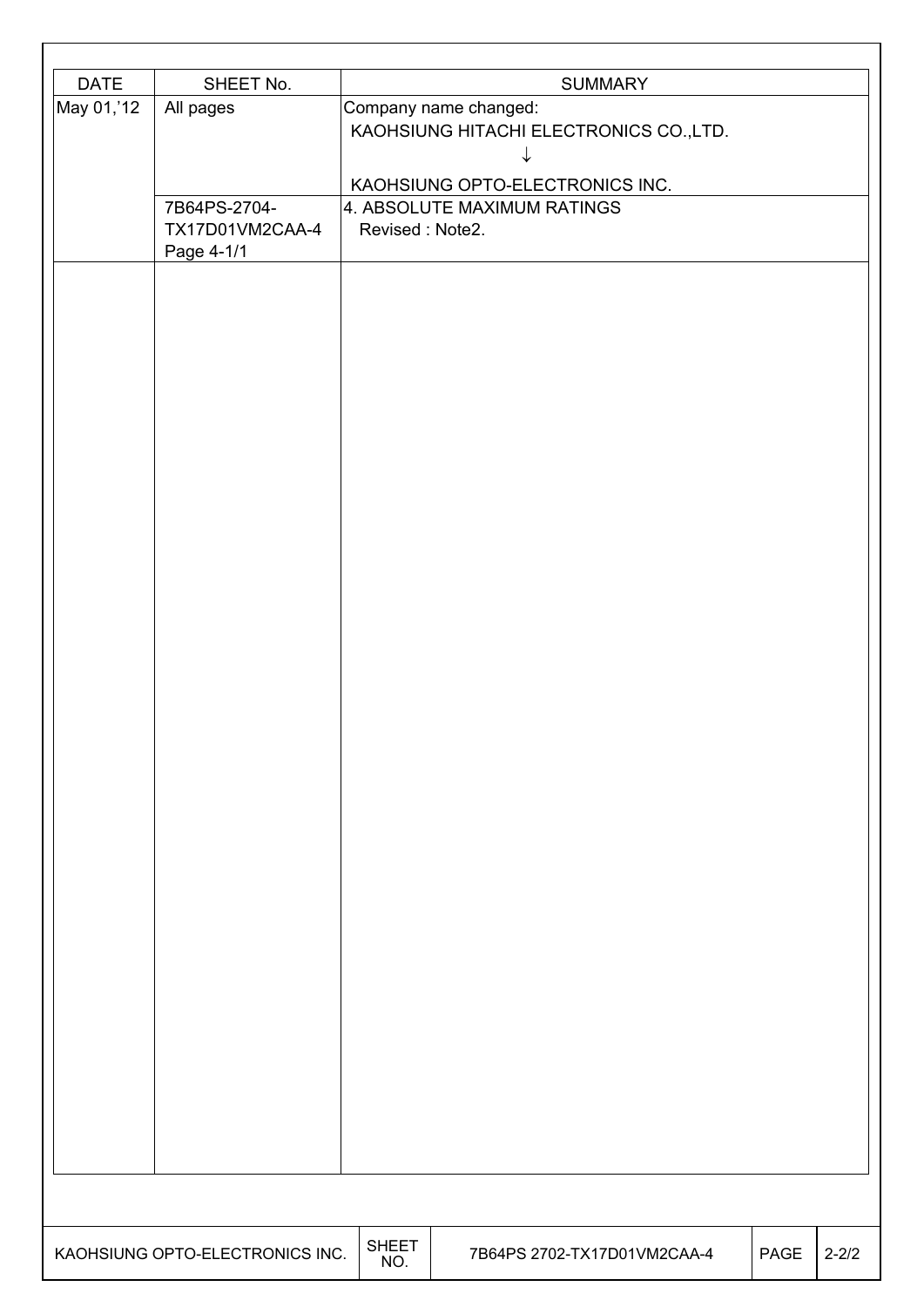| DATE | SHEET No. | SUMMARY |
|---|---|---|
| May 01,'12 | All pages | Company name changed: KAOHSIUNG HITACHI ELECTRONICS CO.,LTD. ↓ KAOHSIUNG OPTO-ELECTRONICS INC. |
| | 7B64PS-2704-TX17D01VM2CAA-4 Page 4-1/1 | 4. ABSOLUTE MAXIMUM RATINGS Revised : Note2. |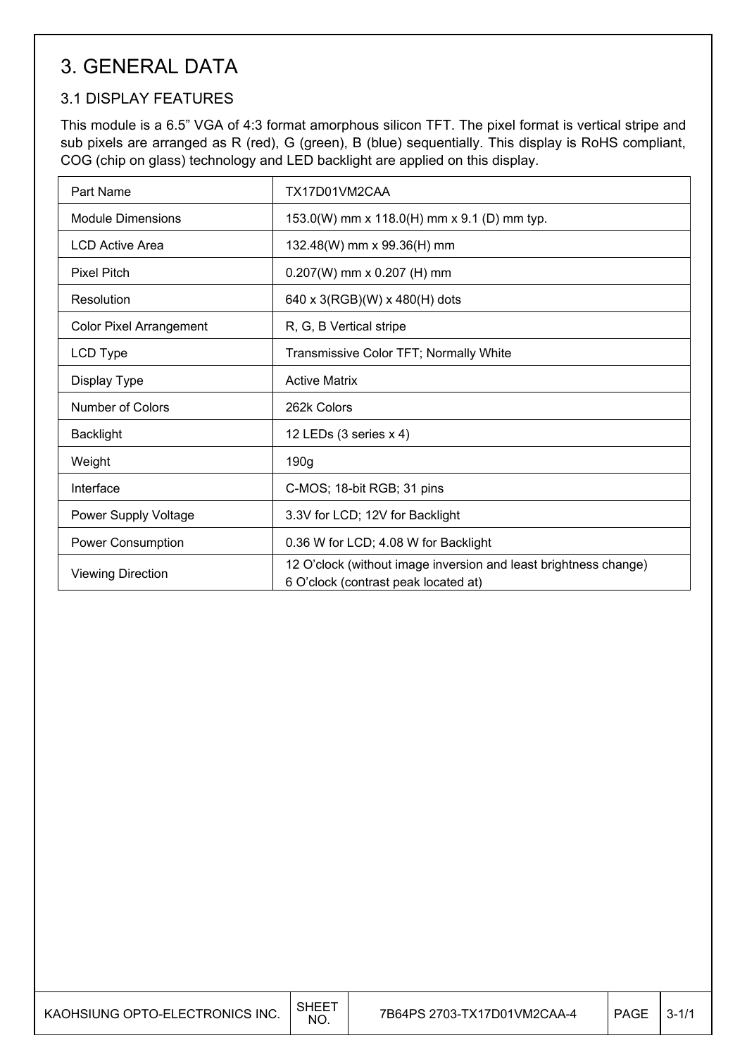# 3. GENERAL DATA

## 3.1 DISPLAY FEATURES

This module is a 6.5” VGA of 4:3 format amorphous silicon TFT. The pixel format is vertical stripe and sub pixels are arranged as R (red), G (green), B (blue) sequentially. This display is RoHS compliant, COG (chip on glass) technology and LED backlight are applied on this display.

| | |
|---|---|
| Part Name | TX17D01VM2CAA |
| Module Dimensions | 153.0(W) mm x 118.0(H) mm x 9.1 (D) mm typ. |
| LCD Active Area | 132.48(W) mm x 99.36(H) mm |
| Pixel Pitch | 0.207(W) mm x 0.207 (H) mm |
| Resolution | 640 x 3(RGB)(W) x 480(H) dots |
| Color Pixel Arrangement | R, G, B Vertical stripe |
| LCD Type | Transmissive Color TFT; Normally White |
| Display Type | Active Matrix |
| Number of Colors | 262k Colors |
| Backlight | 12 LEDs (3 series x 4) |
| Weight | 190g |
| Interface | C-MOS; 18-bit RGB; 31 pins |
| Power Supply Voltage | 3.3V for LCD; 12V for Backlight |
| Power Consumption | 0.36 W for LCD; 4.08 W for Backlight |
| Viewing Direction | 12 O’clock (without image inversion and least brightness change)<br>6 O’clock (contrast peak located at) |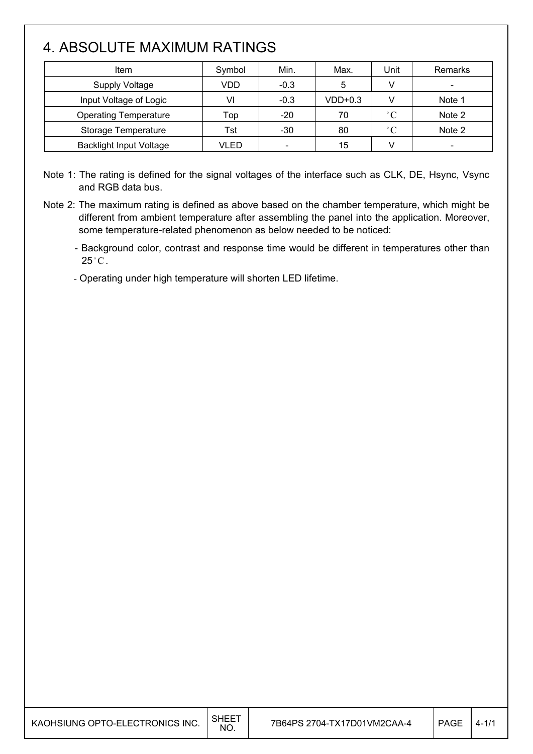# 4. ABSOLUTE MAXIMUM RATINGS

| Item | Symbol | Min. | Max. | Unit | Remarks |
|---|---|---|---|---|---|
| Supply Voltage | VDD | -0.3 | 5 | V | - |
| Input Voltage of Logic | VI | -0.3 | VDD+0.3 | V | Note 1 |
| Operating Temperature | Top | -20 | 70 | °C | Note 2 |
| Storage Temperature | Tst | -30 | 80 | °C | Note 2 |
| Backlight Input Voltage | VLED | - | 15 | V | - |

Note 1: The rating is defined for the signal voltages of the interface such as CLK, DE, Hsync, Vsync and RGB data bus.

Note 2: The maximum rating is defined as above based on the chamber temperature, which might be different from ambient temperature after assembling the panel into the application. Moreover, some temperature-related phenomenon as below needed to be noticed:

- Background color, contrast and response time would be different in temperatures other than 25°C.
- Operating under high temperature will shorten LED lifetime.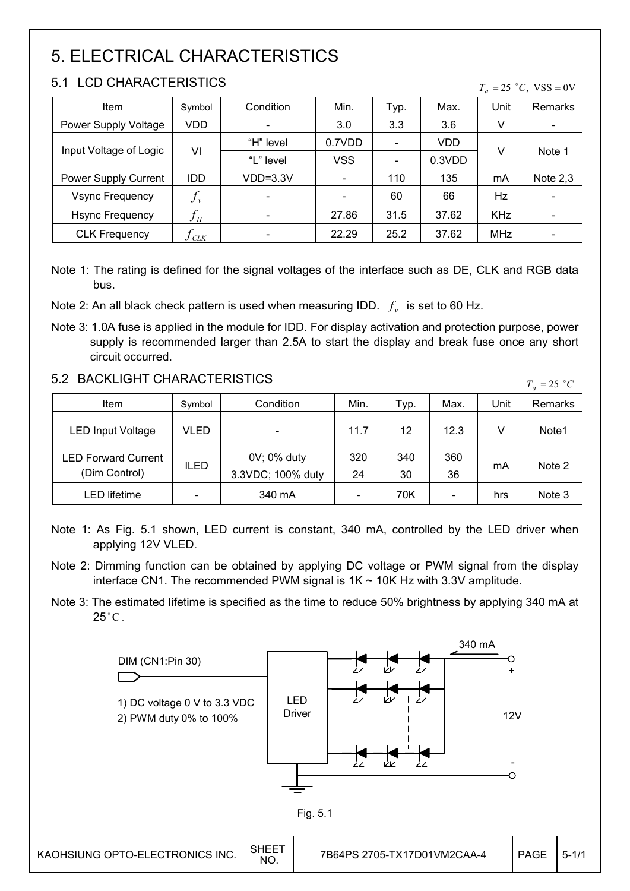# 5. ELECTRICAL CHARACTERISTICS

## 5.1 LCD CHARACTERISTICS

$T_a = 25\ ^\circ C,\ VSS = 0V$

| Item | Symbol | Condition | Min. | Typ. | Max. | Unit | Remarks |
|---|---|---|---|---|---|---|---|
| Power Supply Voltage | VDD | - | 3.0 | 3.3 | 3.6 | V | - |
| Input Voltage of Logic | VI | "H" level | 0.7VDD | - | VDD | V | Note 1 |
| | | "L" level | VSS | - | 0.3VDD | | |
| Power Supply Current | IDD | VDD=3.3V | - | 110 | 135 | mA | Note 2,3 |
| Vsync Frequency | $f_v$ | - | - | 60 | 66 | Hz | - |
| Hsync Frequency | $f_H$ | - | 27.86 | 31.5 | 37.62 | KHz | - |
| CLK Frequency | $f_{CLK}$ | - | 22.29 | 25.2 | 37.62 | MHz | - |

Note 1: The rating is defined for the signal voltages of the interface such as DE, CLK and RGB data bus.

Note 2: An all black check pattern is used when measuring IDD. $f_v$ is set to 60 Hz.

Note 3: 1.0A fuse is applied in the module for IDD. For display activation and protection purpose, power supply is recommended larger than 2.5A to start the display and break fuse once any short circuit occurred.

## 5.2 BACKLIGHT CHARACTERISTICS

$T_a = 25\ ^\circ C$

| Item | Symbol | Condition | Min. | Typ. | Max. | Unit | Remarks |
|---|---|---|---|---|---|---|---|
| LED Input Voltage | VLED | - | 11.7 | 12 | 12.3 | V | Note1 |
| LED Forward Current (Dim Control) | ILED | 0V; 0% duty | 320 | 340 | 360 | mA | Note 2 |
| | | 3.3VDC; 100% duty | 24 | 30 | 36 | | |
| LED lifetime | - | 340 mA | - | 70K | - | hrs | Note 3 |

Note 1: As Fig. 5.1 shown, LED current is constant, 340 mA, controlled by the LED driver when applying 12V VLED.

Note 2: Dimming function can be obtained by applying DC voltage or PWM signal from the display interface CN1. The recommended PWM signal is 1K ~ 10K Hz with 3.3V amplitude.

Note 3: The estimated lifetime is specified as the time to reduce 50% brightness by applying 340 mA at 25°C.

DIM (CN1:Pin 30)

1) DC voltage 0 V to 3.3 VDC
2) PWM duty 0% to 100%

LED Driver

340 mA

+

12V

-

Fig. 5.1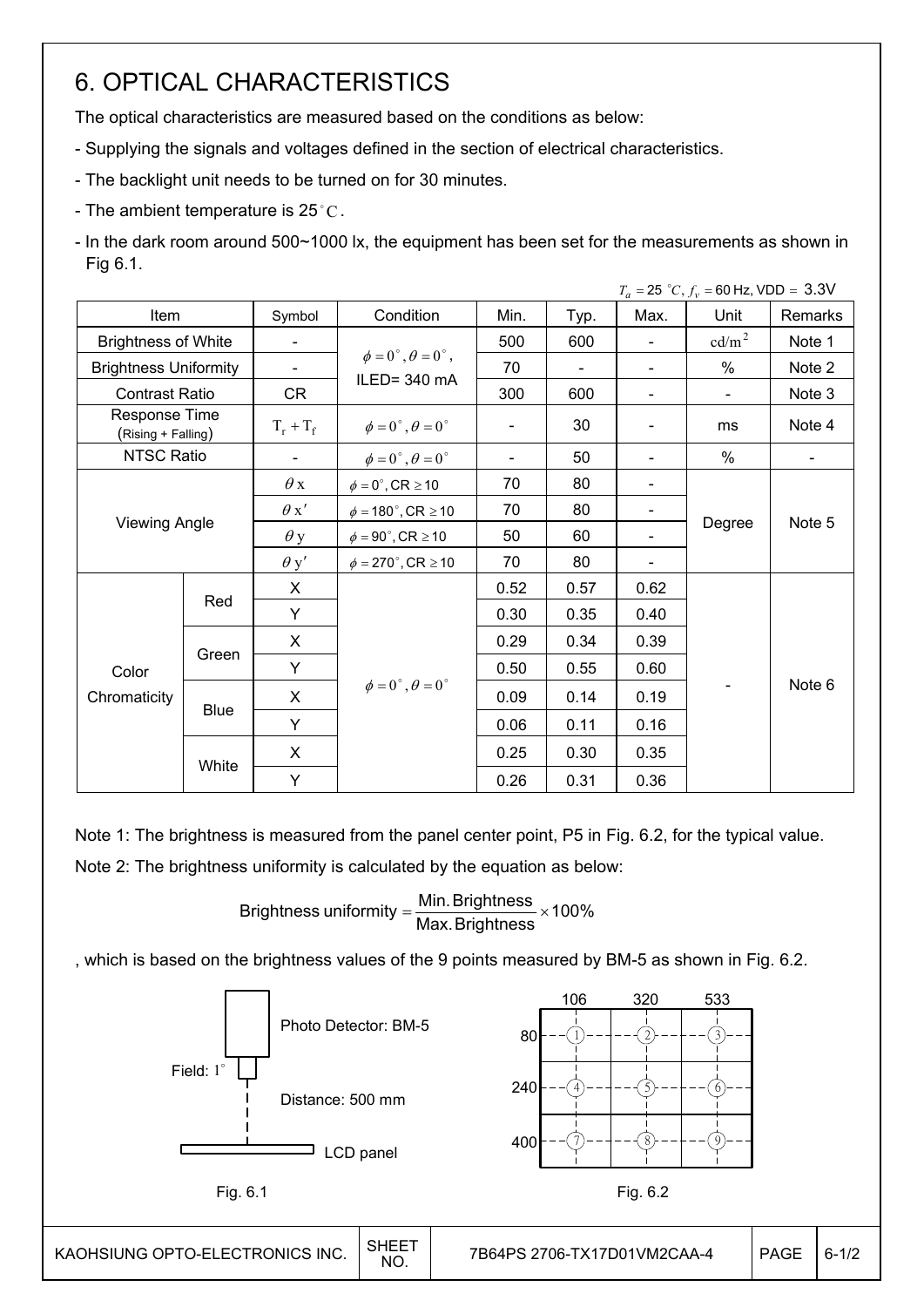# 6. OPTICAL CHARACTERISTICS

The optical characteristics are measured based on the conditions as below:

- Supplying the signals and voltages defined in the section of electrical characteristics.
- The backlight unit needs to be turned on for 30 minutes.
- The ambient temperature is 25°C.
- In the dark room around 500~1000 lx, the equipment has been set for the measurements as shown in Fig 6.1.

$T_a = 25\ ^\circ C,\ f_v = 60$ Hz, VDD = 3.3V

| Item | | Symbol | Condition | Min. | Typ. | Max. | Unit | Remarks |
|---|---|---|---|---|---|---|---|---|
| Brightness of White | | - | $\phi = 0^\circ, \theta = 0^\circ$, ILED= 340 mA | 500 | 600 | - | $cd/m^2$ | Note 1 |
| Brightness Uniformity | | - | | 70 | - | - | % | Note 2 |
| Contrast Ratio | | CR | | 300 | 600 | - | - | Note 3 |
| Response Time (Rising + Falling) | | $T_r + T_f$ | $\phi = 0^\circ, \theta = 0^\circ$ | - | 30 | - | ms | Note 4 |
| NTSC Ratio | | - | $\phi = 0^\circ, \theta = 0^\circ$ | - | 50 | - | % | - |
| Viewing Angle | | $\theta x$ | $\phi = 0^\circ$, CR ≥ 10 | 70 | 80 | - | Degree | Note 5 |
| | | $\theta x'$ | $\phi = 180^\circ$, CR ≥ 10 | 70 | 80 | - | | |
| | | $\theta y$ | $\phi = 90^\circ$, CR ≥ 10 | 50 | 60 | - | | |
| | | $\theta y'$ | $\phi = 270^\circ$, CR ≥ 10 | 70 | 80 | - | | |
| Color Chromaticity | Red | X | $\phi = 0^\circ, \theta = 0^\circ$ | 0.52 | 0.57 | 0.62 | - | Note 6 |
| | | Y | | 0.30 | 0.35 | 0.40 | | |
| | Green | X | | 0.29 | 0.34 | 0.39 | | |
| | | Y | | 0.50 | 0.55 | 0.60 | | |
| | Blue | X | | 0.09 | 0.14 | 0.19 | | |
| | | Y | | 0.06 | 0.11 | 0.16 | | |
| | White | X | | 0.25 | 0.30 | 0.35 | | |
| | | Y | | 0.26 | 0.31 | 0.36 | | |

Note 1: The brightness is measured from the panel center point, P5 in Fig. 6.2, for the typical value.

Note 2: The brightness uniformity is calculated by the equation as below:

$$\text{Brightness uniformity} = \frac{\text{Min. Brightness}}{\text{Max. Brightness}} \times 100\%$$

, which is based on the brightness values of the 9 points measured by BM-5 as shown in Fig. 6.2.

Photo Detector: BM-5

Field: 1°

Distance: 500 mm

LCD panel

Fig. 6.1

106 320 533

80 ① ② ③

240 ④ ⑤ ⑥

400 ⑦ ⑧ ⑨

Fig. 6.2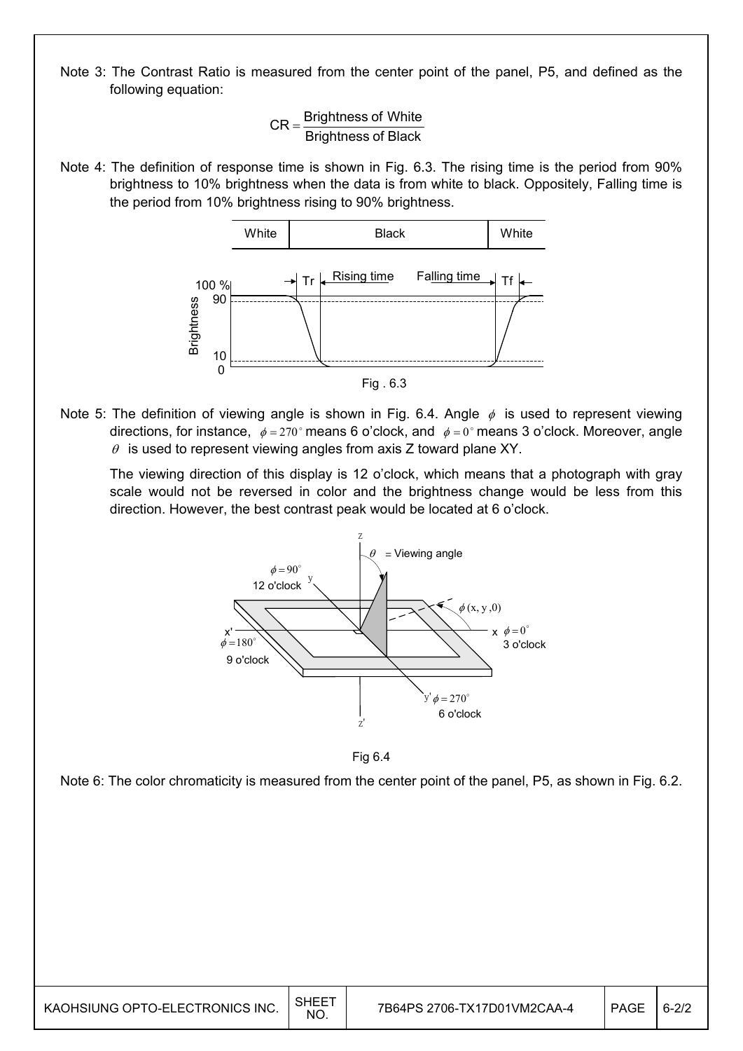Note 3: The Contrast Ratio is measured from the center point of the panel, P5, and defined as the following equation:

$$CR = \frac{\text{Brightness of White}}{\text{Brightness of Black}}$$

Note 4: The definition of response time is shown in Fig. 6.3. The rising time is the period from 90% brightness to 10% brightness when the data is from white to black. Oppositely, Falling time is the period from 10% brightness rising to 90% brightness.

White
Black
White
Tr
Rising time
Falling time
Tf
100 %
90
10
0
Brightness

Fig . 6.3

Note 5: The definition of viewing angle is shown in Fig. 6.4. Angle $\phi$ is used to represent viewing directions, for instance, $\phi = 270^\circ$ means 6 o'clock, and $\phi = 0^\circ$ means 3 o'clock. Moreover, angle $\theta$ is used to represent viewing angles from axis Z toward plane XY.

The viewing direction of this display is 12 o'clock, which means that a photograph with gray scale would not be reversed in color and the brightness change would be less from this direction. However, the best contrast peak would be located at 6 o'clock.

z
$\theta$ = Viewing angle
$\phi = 90^\circ$
12 o'clock
y
$\phi$ (x, y ,0)
x'
$\phi = 180^\circ$
9 o'clock
x $\phi = 0^\circ$
3 o'clock
y' $\phi = 270^\circ$
6 o'clock
z'

Fig 6.4

Note 6: The color chromaticity is measured from the center point of the panel, P5, as shown in Fig. 6.2.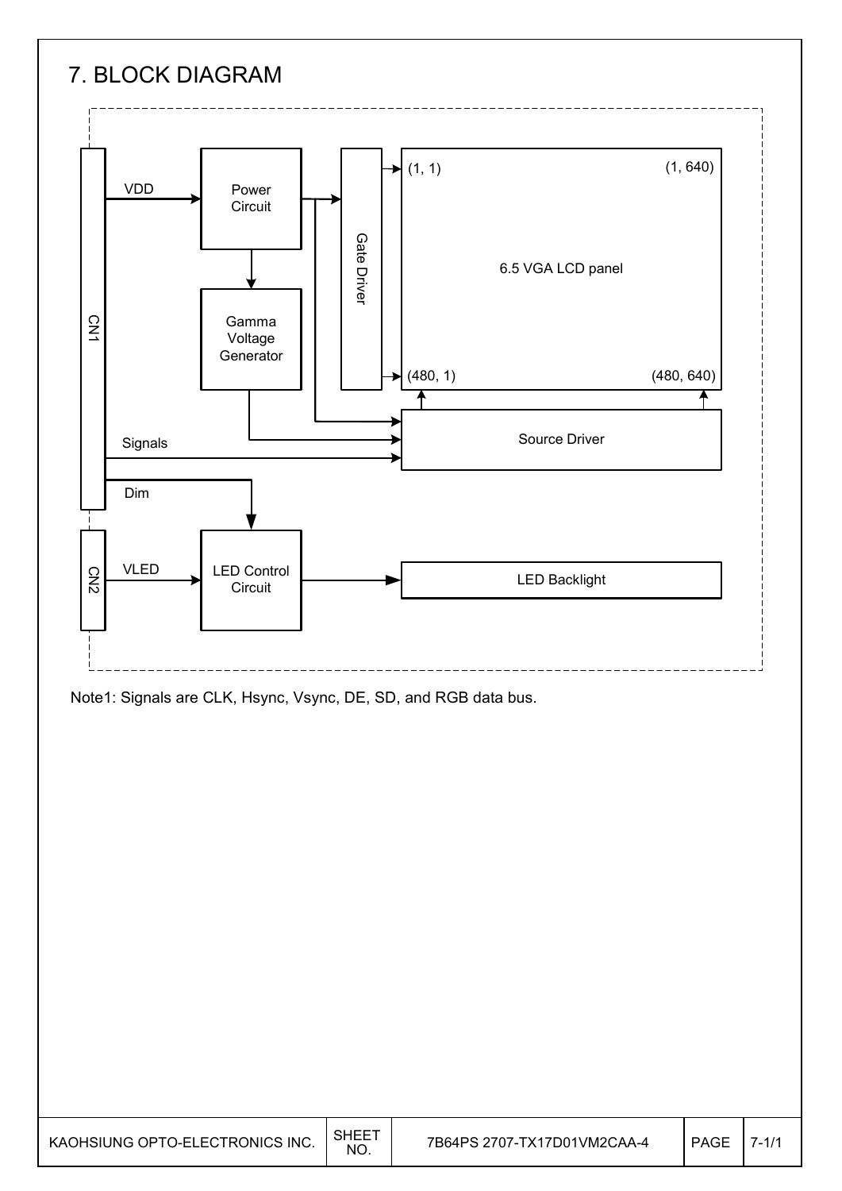# 7. BLOCK DIAGRAM

CN1

VDD

Power Circuit

Gamma Voltage Generator

Gate Driver

(1, 1)

(1, 640)

6.5 VGA LCD panel

(480, 1)

(480, 640)

Source Driver

Signals

Dim

CN2

VLED

LED Control Circuit

LED Backlight

Note1: Signals are CLK, Hsync, Vsync, DE, SD, and RGB data bus.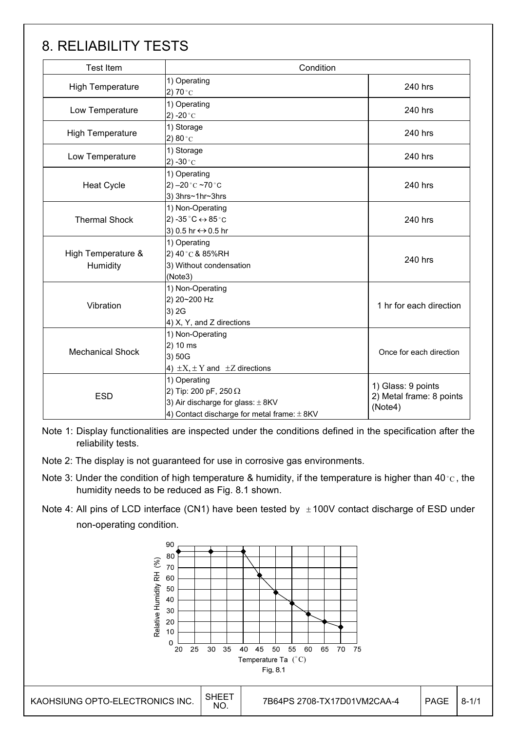# 8. RELIABILITY TESTS

| Test Item | Condition | |
|---|---|---|
| High Temperature | 1) Operating<br>2) 70 °C | 240 hrs |
| Low Temperature | 1) Operating<br>2) -20 °C | 240 hrs |
| High Temperature | 1) Storage<br>2) 80 °C | 240 hrs |
| Low Temperature | 1) Storage<br>2) -30 °C | 240 hrs |
| Heat Cycle | 1) Operating<br>2) –20 °C ~70 °C<br>3) 3hrs~1hr~3hrs | 240 hrs |
| Thermal Shock | 1) Non-Operating<br>2) -35 °C ↔ 85 °C<br>3) 0.5 hr ↔ 0.5 hr | 240 hrs |
| High Temperature & Humidity | 1) Operating<br>2) 40 °C & 85%RH<br>3) Without condensation<br>(Note3) | 240 hrs |
| Vibration | 1) Non-Operating<br>2) 20~200 Hz<br>3) 2G<br>4) X, Y, and Z directions | 1 hr for each direction |
| Mechanical Shock | 1) Non-Operating<br>2) 10 ms<br>3) 50G<br>4) ±X, ± Y and ±Z directions | Once for each direction |
| ESD | 1) Operating<br>2) Tip: 200 pF, 250 Ω<br>3) Air discharge for glass: ± 8KV<br>4) Contact discharge for metal frame: ± 8KV | 1) Glass: 9 points<br>2) Metal frame: 8 points<br>(Note4) |

Note 1: Display functionalities are inspected under the conditions defined in the specification after the reliability tests.

Note 2: The display is not guaranteed for use in corrosive gas environments.

Note 3: Under the condition of high temperature & humidity, if the temperature is higher than 40 °C, the humidity needs to be reduced as Fig. 8.1 shown.

Note 4: All pins of LCD interface (CN1) have been tested by ±100V contact discharge of ESD under non-operating condition.

Relative Humidity RH (%)
90
80
70
60
50
40
30
20
10
0
20 25 30 35 40 45 50 55 60 65 70 75
Temperature Ta (°C)

Fig. 8.1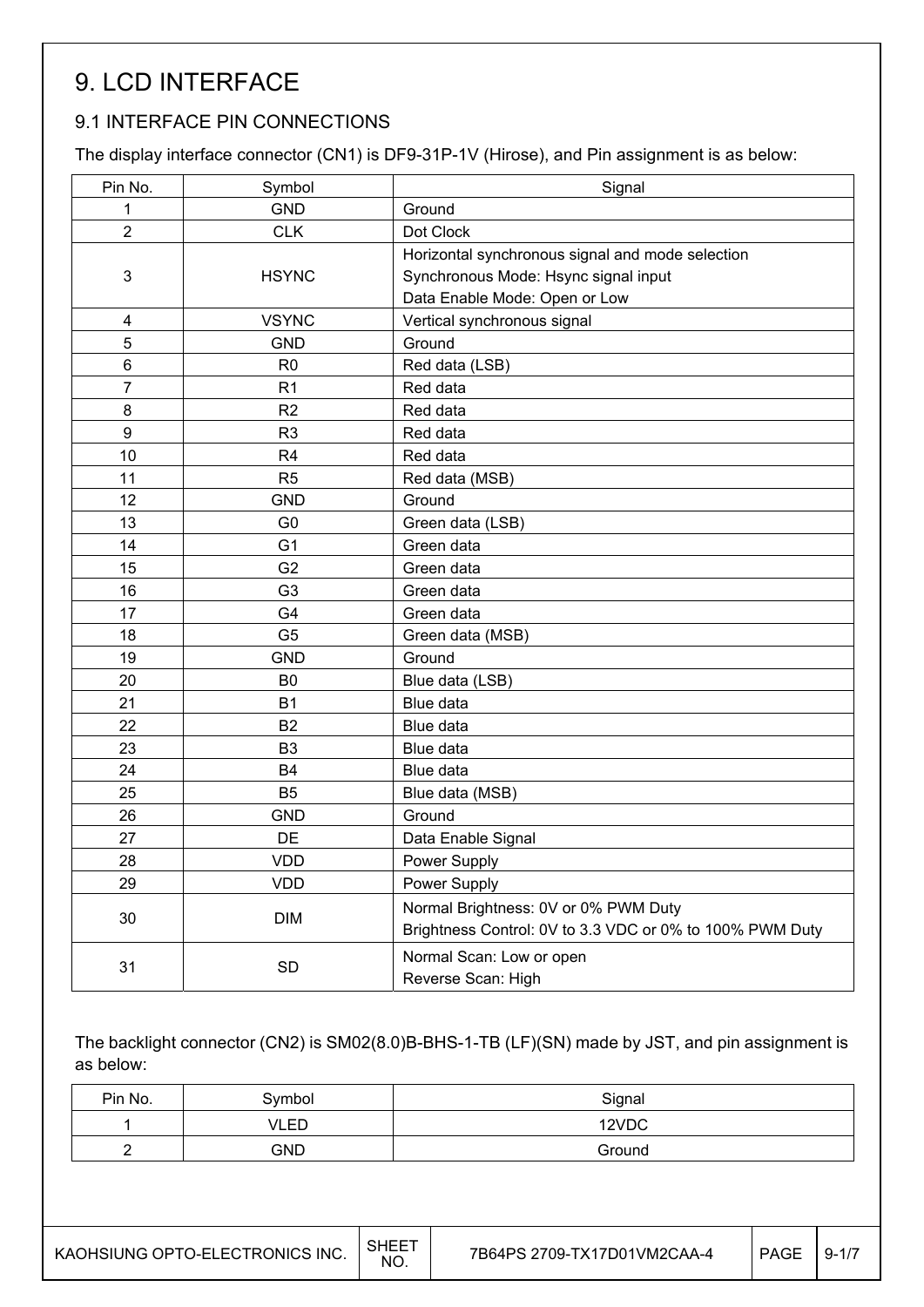# 9. LCD INTERFACE

## 9.1 INTERFACE PIN CONNECTIONS

The display interface connector (CN1) is DF9-31P-1V (Hirose), and Pin assignment is as below:

| Pin No. | Symbol | Signal |
|---|---|---|
| 1 | GND | Ground |
| 2 | CLK | Dot Clock |
| 3 | HSYNC | Horizontal synchronous signal and mode selection<br>Synchronous Mode: Hsync signal input<br>Data Enable Mode: Open or Low |
| 4 | VSYNC | Vertical synchronous signal |
| 5 | GND | Ground |
| 6 | R0 | Red data (LSB) |
| 7 | R1 | Red data |
| 8 | R2 | Red data |
| 9 | R3 | Red data |
| 10 | R4 | Red data |
| 11 | R5 | Red data (MSB) |
| 12 | GND | Ground |
| 13 | G0 | Green data (LSB) |
| 14 | G1 | Green data |
| 15 | G2 | Green data |
| 16 | G3 | Green data |
| 17 | G4 | Green data |
| 18 | G5 | Green data (MSB) |
| 19 | GND | Ground |
| 20 | B0 | Blue data (LSB) |
| 21 | B1 | Blue data |
| 22 | B2 | Blue data |
| 23 | B3 | Blue data |
| 24 | B4 | Blue data |
| 25 | B5 | Blue data (MSB) |
| 26 | GND | Ground |
| 27 | DE | Data Enable Signal |
| 28 | VDD | Power Supply |
| 29 | VDD | Power Supply |
| 30 | DIM | Normal Brightness: 0V or 0% PWM Duty<br>Brightness Control: 0V to 3.3 VDC or 0% to 100% PWM Duty |
| 31 | SD | Normal Scan: Low or open<br>Reverse Scan: High |

The backlight connector (CN2) is SM02(8.0)B-BHS-1-TB (LF)(SN) made by JST, and pin assignment is as below:

| Pin No. | Symbol | Signal |
|---|---|---|
| 1 | VLED | 12VDC |
| 2 | GND | Ground |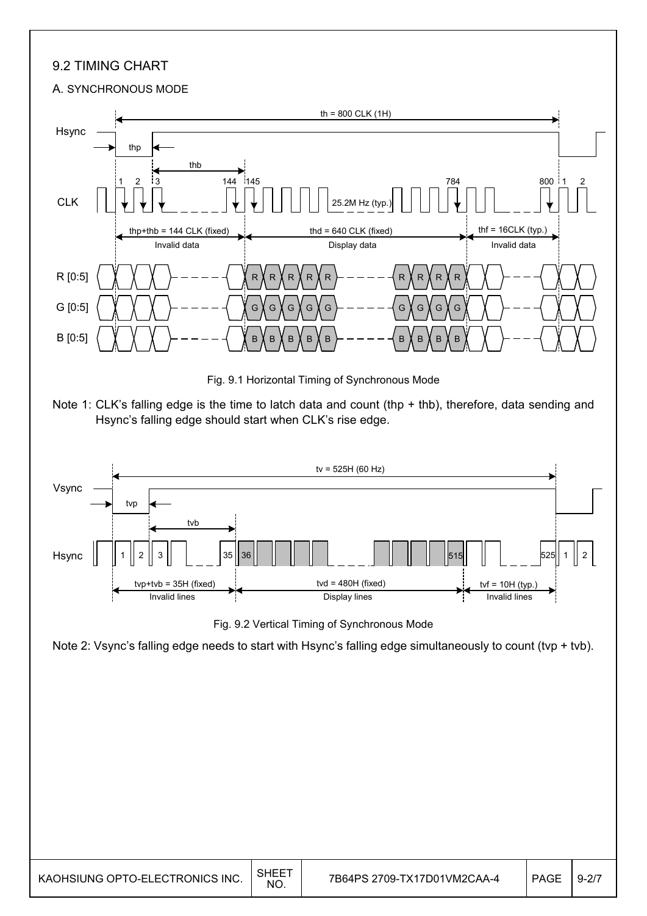## 9.2 TIMING CHART

A. SYNCHRONOUS MODE

th = 800 CLK (1H)

Hsync

thp

thb

1 2 3 144 145 784 800 1 2

CLK

25.2M Hz (typ.)

thp+thb = 144 CLK (fixed)
Invalid data

thd = 640 CLK (fixed)
Display data

thf = 16CLK (typ.)
Invalid data

R [0:5]

G [0:5]

B [0:5]

Fig. 9.1 Horizontal Timing of Synchronous Mode

Note 1: CLK's falling edge is the time to latch data and count (thp + thb), therefore, data sending and Hsync's falling edge should start when CLK's rise edge.

tv = 525H (60 Hz)

Vsync

tvp

tvb

Hsync

1 2 3 35 36 515 525 1 2

tvp+tvb = 35H (fixed)
Invalid lines

tvd = 480H (fixed)
Display lines

tvf = 10H (typ.)
Invalid lines

Fig. 9.2 Vertical Timing of Synchronous Mode

Note 2: Vsync's falling edge needs to start with Hsync's falling edge simultaneously to count (tvp + tvb).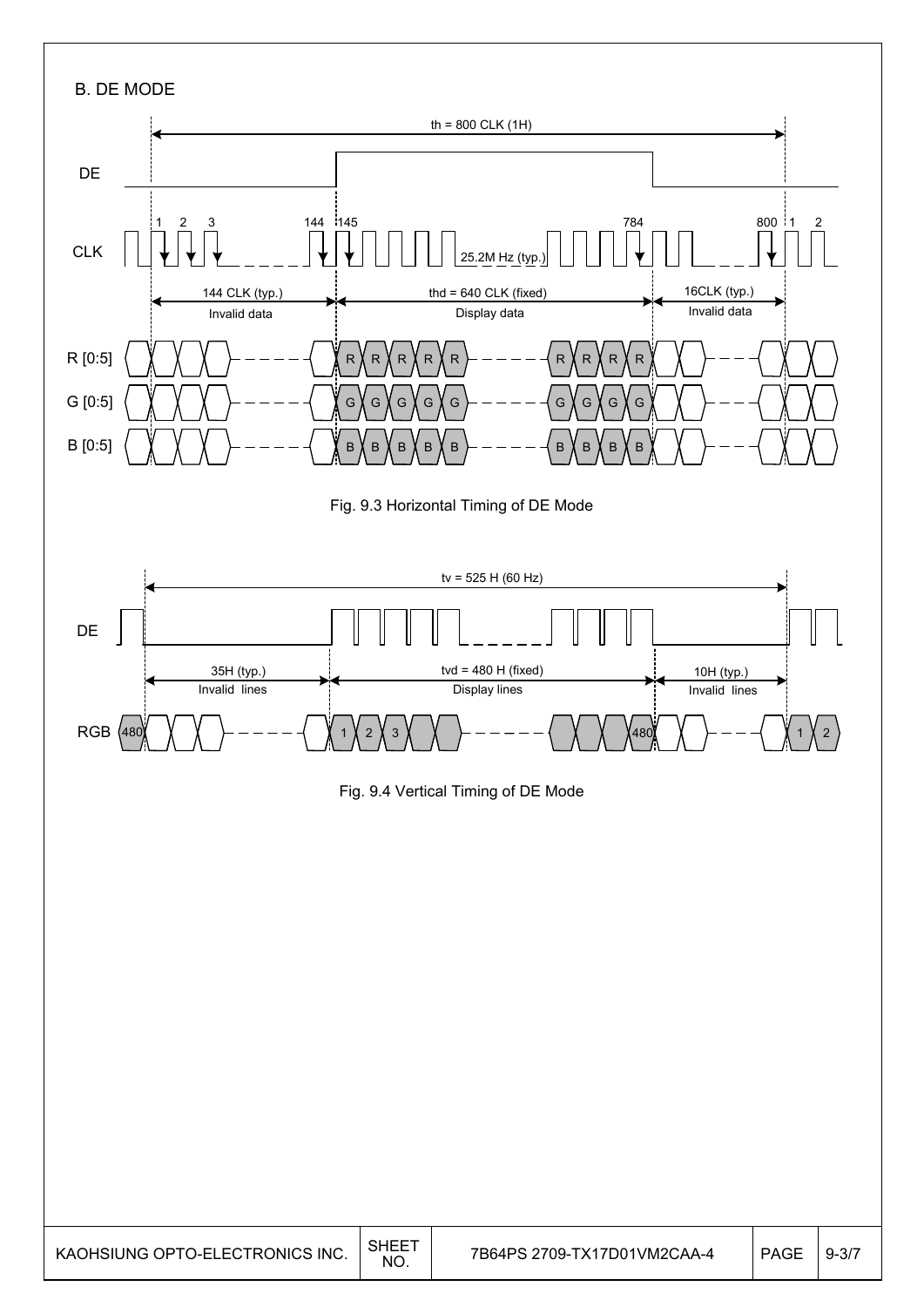B. DE MODE

th = 800 CLK (1H)

DE

CLK

1 2 3 144 145 784 800 1 2

25.2M Hz (typ.)

144 CLK (typ.)
Invalid data

thd = 640 CLK (fixed)
Display data

16CLK (typ.)
Invalid data

R [0:5]

G [0:5]

B [0:5]

Fig. 9.3 Horizontal Timing of DE Mode

tv = 525 H (60 Hz)

DE

35H (typ.)
Invalid lines

tvd = 480 H (fixed)
Display lines

10H (typ.)
Invalid lines

RGB 480 1 2 3 480 1 2

Fig. 9.4 Vertical Timing of DE Mode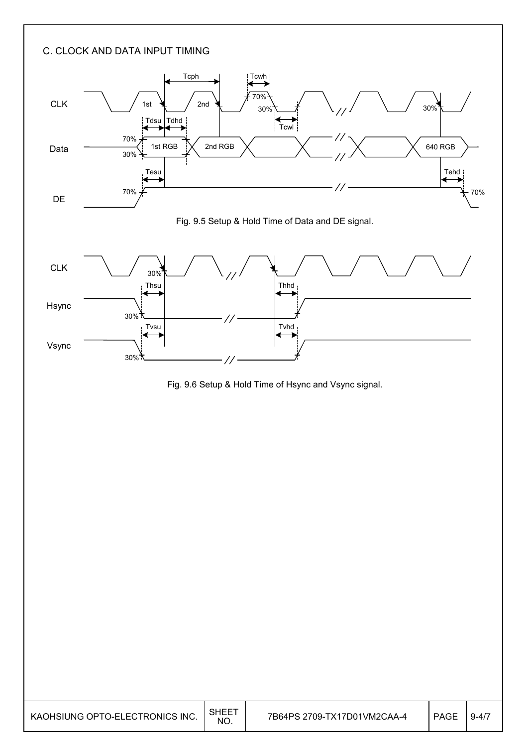C. CLOCK AND DATA INPUT TIMING

CLK
Data
DE

Tcph
Tcwh
70%
30%
Tcwl
1st
2nd
Tdsu
Tdhd
70%
30%
1st RGB
2nd RGB
640 RGB
Tesu
Tehd
70%
70%

Fig. 9.5 Setup & Hold Time of Data and DE signal.

CLK
Hsync
Vsync

30%
Thsu
Thhd
30%
Tvsu
Tvhd
30%

Fig. 9.6 Setup & Hold Time of Hsync and Vsync signal.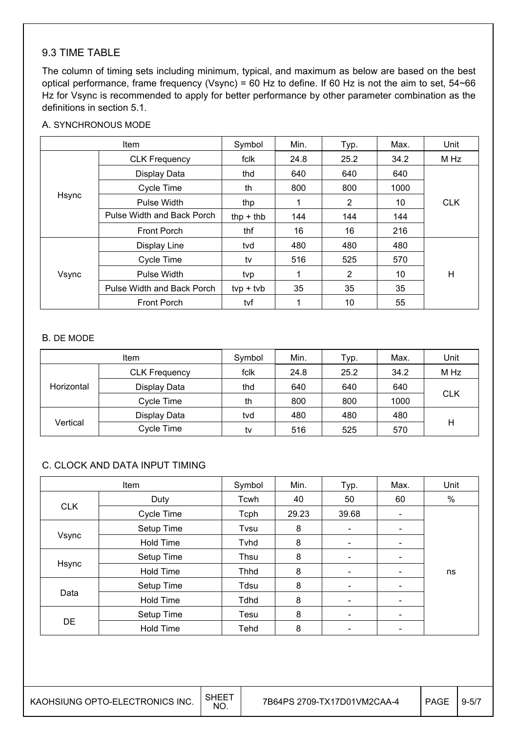## 9.3 TIME TABLE

The column of timing sets including minimum, typical, and maximum as below are based on the best optical performance, frame frequency (Vsync) = 60 Hz to define. If 60 Hz is not the aim to set, 54~66 Hz for Vsync is recommended to apply for better performance by other parameter combination as the definitions in section 5.1.

### A. SYNCHRONOUS MODE

| Item | | Symbol | Min. | Typ. | Max. | Unit |
|---|---|---|---|---|---|---|
| Hsync | CLK Frequency | fclk | 24.8 | 25.2 | 34.2 | M Hz |
| | Display Data | thd | 640 | 640 | 640 | CLK |
| | Cycle Time | th | 800 | 800 | 1000 | |
| | Pulse Width | thp | 1 | 2 | 10 | |
| | Pulse Width and Back Porch | thp + thb | 144 | 144 | 144 | |
| | Front Porch | thf | 16 | 16 | 216 | |
| Vsync | Display Line | tvd | 480 | 480 | 480 | H |
| | Cycle Time | tv | 516 | 525 | 570 | |
| | Pulse Width | tvp | 1 | 2 | 10 | |
| | Pulse Width and Back Porch | tvp + tvb | 35 | 35 | 35 | |
| | Front Porch | tvf | 1 | 10 | 55 | |

### B. DE MODE

| Item | | Symbol | Min. | Typ. | Max. | Unit |
|---|---|---|---|---|---|---|
| Horizontal | CLK Frequency | fclk | 24.8 | 25.2 | 34.2 | M Hz |
| | Display Data | thd | 640 | 640 | 640 | CLK |
| | Cycle Time | th | 800 | 800 | 1000 | |
| Vertical | Display Data | tvd | 480 | 480 | 480 | H |
| | Cycle Time | tv | 516 | 525 | 570 | |

### C. CLOCK AND DATA INPUT TIMING

| Item | | Symbol | Min. | Typ. | Max. | Unit |
|---|---|---|---|---|---|---|
| CLK | Duty | Tcwh | 40 | 50 | 60 | % |
| | Cycle Time | Tcph | 29.23 | 39.68 | - | ns |
| Vsync | Setup Time | Tvsu | 8 | - | - | |
| | Hold Time | Tvhd | 8 | - | - | |
| Hsync | Setup Time | Thsu | 8 | - | - | |
| | Hold Time | Thhd | 8 | - | - | |
| Data | Setup Time | Tdsu | 8 | - | - | |
| | Hold Time | Tdhd | 8 | - | - | |
| DE | Setup Time | Tesu | 8 | - | - | |
| | Hold Time | Tehd | 8 | - | - | |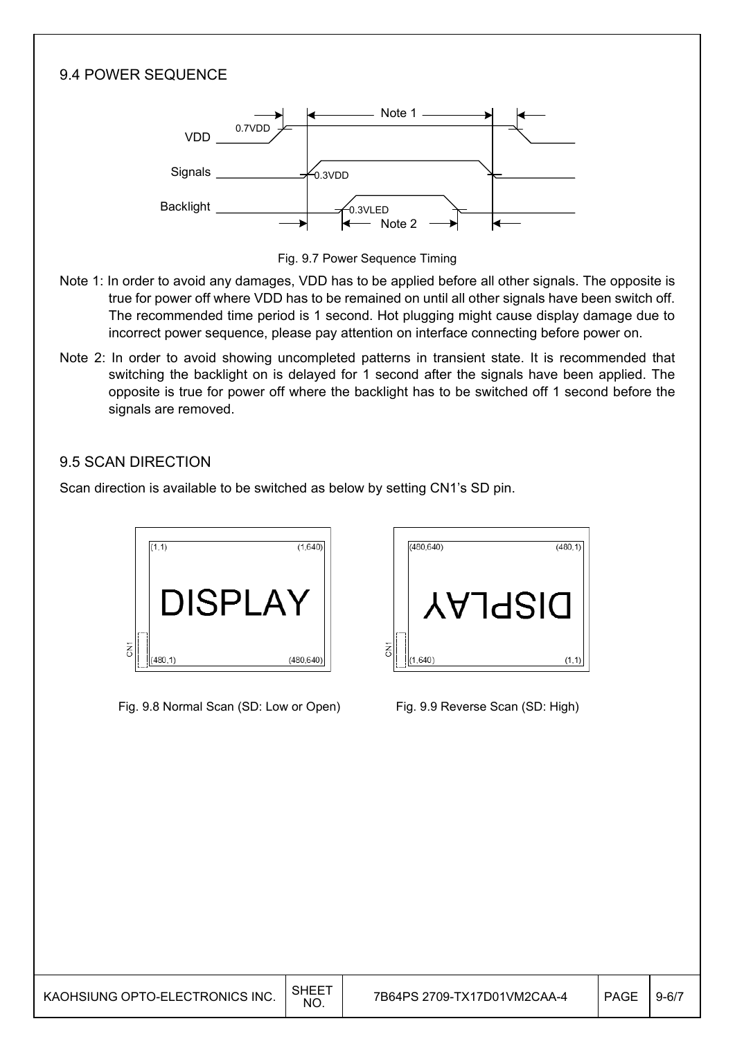## 9.4 POWER SEQUENCE

Note 1

VDD

0.7VDD

Signals

0.3VDD

Backlight

0.3VLED

Note 2

Fig. 9.7 Power Sequence Timing

Note 1: In order to avoid any damages, VDD has to be applied before all other signals. The opposite is true for power off where VDD has to be remained on until all other signals have been switch off. The recommended time period is 1 second. Hot plugging might cause display damage due to incorrect power sequence, please pay attention on interface connecting before power on.

Note 2: In order to avoid showing uncompleted patterns in transient state. It is recommended that switching the backlight on is delayed for 1 second after the signals have been applied. The opposite is true for power off where the backlight has to be switched off 1 second before the signals are removed.

## 9.5 SCAN DIRECTION

Scan direction is available to be switched as below by setting CN1's SD pin.

(1,1) (1,640)

DISPLAY

CN1

(480,1) (480,640)

Fig. 9.8 Normal Scan (SD: Low or Open)

(480,640) (480,1)

DISPLAY

CN1

(1,640) (1,1)

Fig. 9.9 Reverse Scan (SD: High)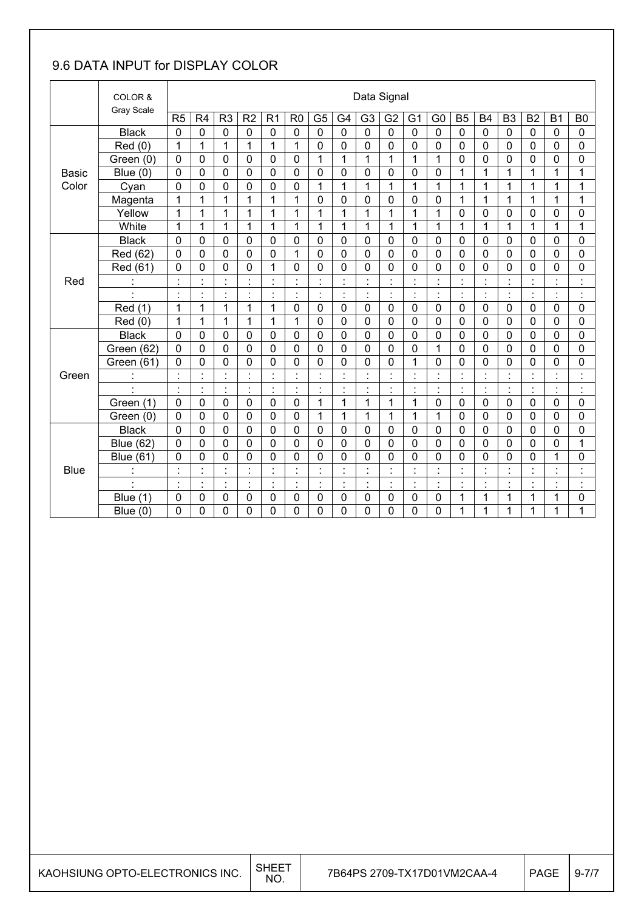## 9.6 DATA INPUT for DISPLAY COLOR

| | COLOR & Gray Scale | Data Signal | | | | | | | | | | | | | | | | | |
|---|---|---|---|---|---|---|---|---|---|---|---|---|---|---|---|---|---|---|---|
| | | R5 | R4 | R3 | R2 | R1 | R0 | G5 | G4 | G3 | G2 | G1 | G0 | B5 | B4 | B3 | B2 | B1 | B0 |
| Basic Color | Black | 0 | 0 | 0 | 0 | 0 | 0 | 0 | 0 | 0 | 0 | 0 | 0 | 0 | 0 | 0 | 0 | 0 | 0 |
| | Red (0) | 1 | 1 | 1 | 1 | 1 | 1 | 0 | 0 | 0 | 0 | 0 | 0 | 0 | 0 | 0 | 0 | 0 | 0 |
| | Green (0) | 0 | 0 | 0 | 0 | 0 | 0 | 1 | 1 | 1 | 1 | 1 | 1 | 0 | 0 | 0 | 0 | 0 | 0 |
| | Blue (0) | 0 | 0 | 0 | 0 | 0 | 0 | 0 | 0 | 0 | 0 | 0 | 0 | 1 | 1 | 1 | 1 | 1 | 1 |
| | Cyan | 0 | 0 | 0 | 0 | 0 | 0 | 1 | 1 | 1 | 1 | 1 | 1 | 1 | 1 | 1 | 1 | 1 | 1 |
| | Magenta | 1 | 1 | 1 | 1 | 1 | 1 | 0 | 0 | 0 | 0 | 0 | 0 | 1 | 1 | 1 | 1 | 1 | 1 |
| | Yellow | 1 | 1 | 1 | 1 | 1 | 1 | 1 | 1 | 1 | 1 | 1 | 1 | 0 | 0 | 0 | 0 | 0 | 0 |
| | White | 1 | 1 | 1 | 1 | 1 | 1 | 1 | 1 | 1 | 1 | 1 | 1 | 1 | 1 | 1 | 1 | 1 | 1 |
| Red | Black | 0 | 0 | 0 | 0 | 0 | 0 | 0 | 0 | 0 | 0 | 0 | 0 | 0 | 0 | 0 | 0 | 0 | 0 |
| | Red (62) | 0 | 0 | 0 | 0 | 0 | 1 | 0 | 0 | 0 | 0 | 0 | 0 | 0 | 0 | 0 | 0 | 0 | 0 |
| | Red (61) | 0 | 0 | 0 | 0 | 1 | 0 | 0 | 0 | 0 | 0 | 0 | 0 | 0 | 0 | 0 | 0 | 0 | 0 |
| | : | : | : | : | : | : | : | : | : | : | : | : | : | : | : | : | : | : | : |
| | : | : | : | : | : | : | : | : | : | : | : | : | : | : | : | : | : | : | : |
| | Red (1) | 1 | 1 | 1 | 1 | 1 | 0 | 0 | 0 | 0 | 0 | 0 | 0 | 0 | 0 | 0 | 0 | 0 | 0 |
| | Red (0) | 1 | 1 | 1 | 1 | 1 | 1 | 0 | 0 | 0 | 0 | 0 | 0 | 0 | 0 | 0 | 0 | 0 | 0 |
| Green | Black | 0 | 0 | 0 | 0 | 0 | 0 | 0 | 0 | 0 | 0 | 0 | 0 | 0 | 0 | 0 | 0 | 0 | 0 |
| | Green (62) | 0 | 0 | 0 | 0 | 0 | 0 | 0 | 0 | 0 | 0 | 0 | 1 | 0 | 0 | 0 | 0 | 0 | 0 |
| | Green (61) | 0 | 0 | 0 | 0 | 0 | 0 | 0 | 0 | 0 | 0 | 1 | 0 | 0 | 0 | 0 | 0 | 0 | 0 |
| | : | : | : | : | : | : | : | : | : | : | : | : | : | : | : | : | : | : | : |
| | : | : | : | : | : | : | : | : | : | : | : | : | : | : | : | : | : | : | : |
| | Green (1) | 0 | 0 | 0 | 0 | 0 | 0 | 1 | 1 | 1 | 1 | 1 | 0 | 0 | 0 | 0 | 0 | 0 | 0 |
| | Green (0) | 0 | 0 | 0 | 0 | 0 | 0 | 1 | 1 | 1 | 1 | 1 | 1 | 0 | 0 | 0 | 0 | 0 | 0 |
| Blue | Black | 0 | 0 | 0 | 0 | 0 | 0 | 0 | 0 | 0 | 0 | 0 | 0 | 0 | 0 | 0 | 0 | 0 | 0 |
| | Blue (62) | 0 | 0 | 0 | 0 | 0 | 0 | 0 | 0 | 0 | 0 | 0 | 0 | 0 | 0 | 0 | 0 | 0 | 1 |
| | Blue (61) | 0 | 0 | 0 | 0 | 0 | 0 | 0 | 0 | 0 | 0 | 0 | 0 | 0 | 0 | 0 | 0 | 1 | 0 |
| | : | : | : | : | : | : | : | : | : | : | : | : | : | : | : | : | : | : | : |
| | : | : | : | : | : | : | : | : | : | : | : | : | : | : | : | : | : | : | : |
| | Blue (1) | 0 | 0 | 0 | 0 | 0 | 0 | 0 | 0 | 0 | 0 | 0 | 0 | 1 | 1 | 1 | 1 | 1 | 0 |
| | Blue (0) | 0 | 0 | 0 | 0 | 0 | 0 | 0 | 0 | 0 | 0 | 0 | 0 | 1 | 1 | 1 | 1 | 1 | 1 |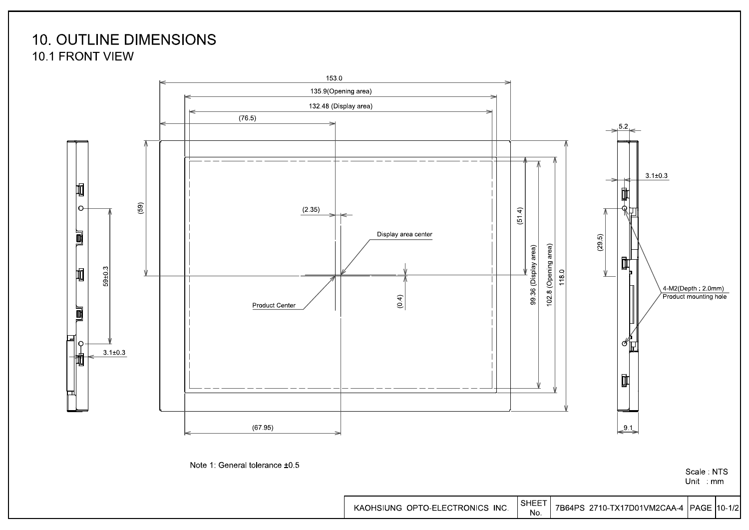# 10. OUTLINE DIMENSIONS

## 10.1 FRONT VIEW

153.0
135.9(Opening area)
132.48 (Display area)
(76.5)
(59)
(2.35)
Display area center
(51.4)
99.36 (Display area)
102.8 (Opening area)
118.0
(0.4)
Product Center
(67.95)
59±0.3
3.1±0.3
5.2
3.1±0.3
(29.5)
4-M2(Depth : 2.0mm)
Product mounting hole
9.1

Note 1: General tolerance ±0.5

Scale : NTS
Unit : mm

| KAOHSIUNG OPTO-ELECTRONICS INC. | SHEET No. | 7B64PS 2710-TX17D01VM2CAA-4 | PAGE | 10-1/2 |
|---|---|---|---|---|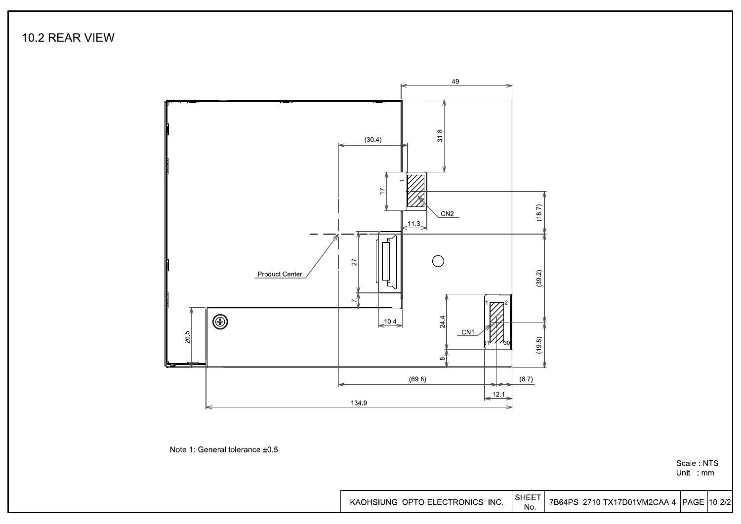## 10.2 REAR VIEW

49

31.8

(30.4)

1

17

CN2

(18.7)

11.3

27

Product Center

(39.2)

7

10.4

24.4

1 2

CN1

31 30

(19.8)

26.5

8

(69.8)

(6.7)

12.1

134.9

Note 1: General tolerance ±0.5

Scale : NTS
Unit : mm

| KAOHSIUNG OPTO-ELECTRONICS INC. | SHEET No. | 7B64PS 2710-TX17D01VM2CAA-4 | PAGE | 10-2/2 |
|---|---|---|---|---|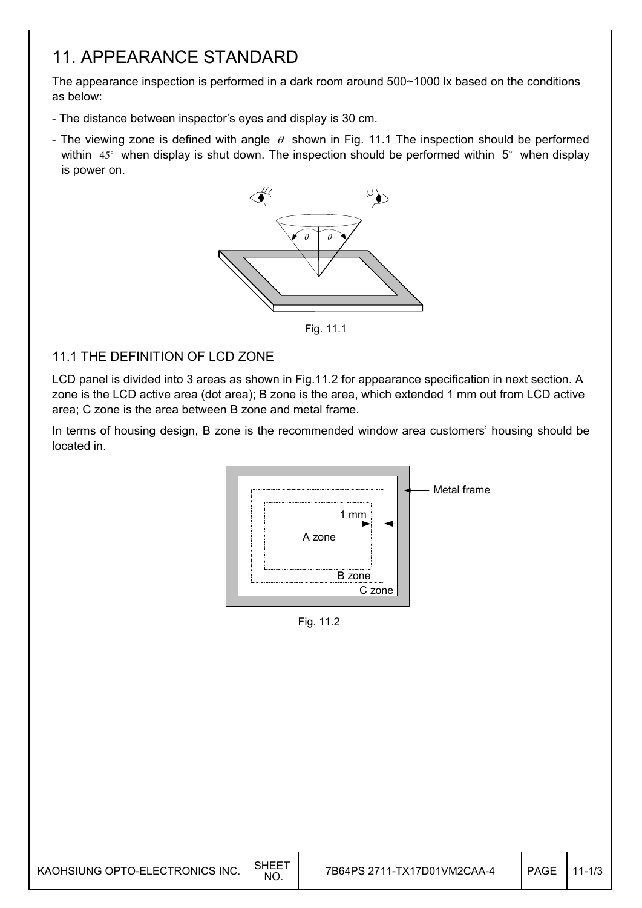# 11. APPEARANCE STANDARD

The appearance inspection is performed in a dark room around 500~1000 lx based on the conditions as below:

- The distance between inspector's eyes and display is 30 cm.
- The viewing zone is defined with angle $\theta$ shown in Fig. 11.1 The inspection should be performed within $45^{\circ}$ when display is shut down. The inspection should be performed within $5^{\circ}$ when display is power on.

$\theta$ $\theta$

Fig. 11.1

## 11.1 THE DEFINITION OF LCD ZONE

LCD panel is divided into 3 areas as shown in Fig.11.2 for appearance specification in next section. A zone is the LCD active area (dot area); B zone is the area, which extended 1 mm out from LCD active area; C zone is the area between B zone and metal frame.

In terms of housing design, B zone is the recommended window area customers' housing should be located in.

Metal frame

1 mm

A zone

B zone

C zone

Fig. 11.2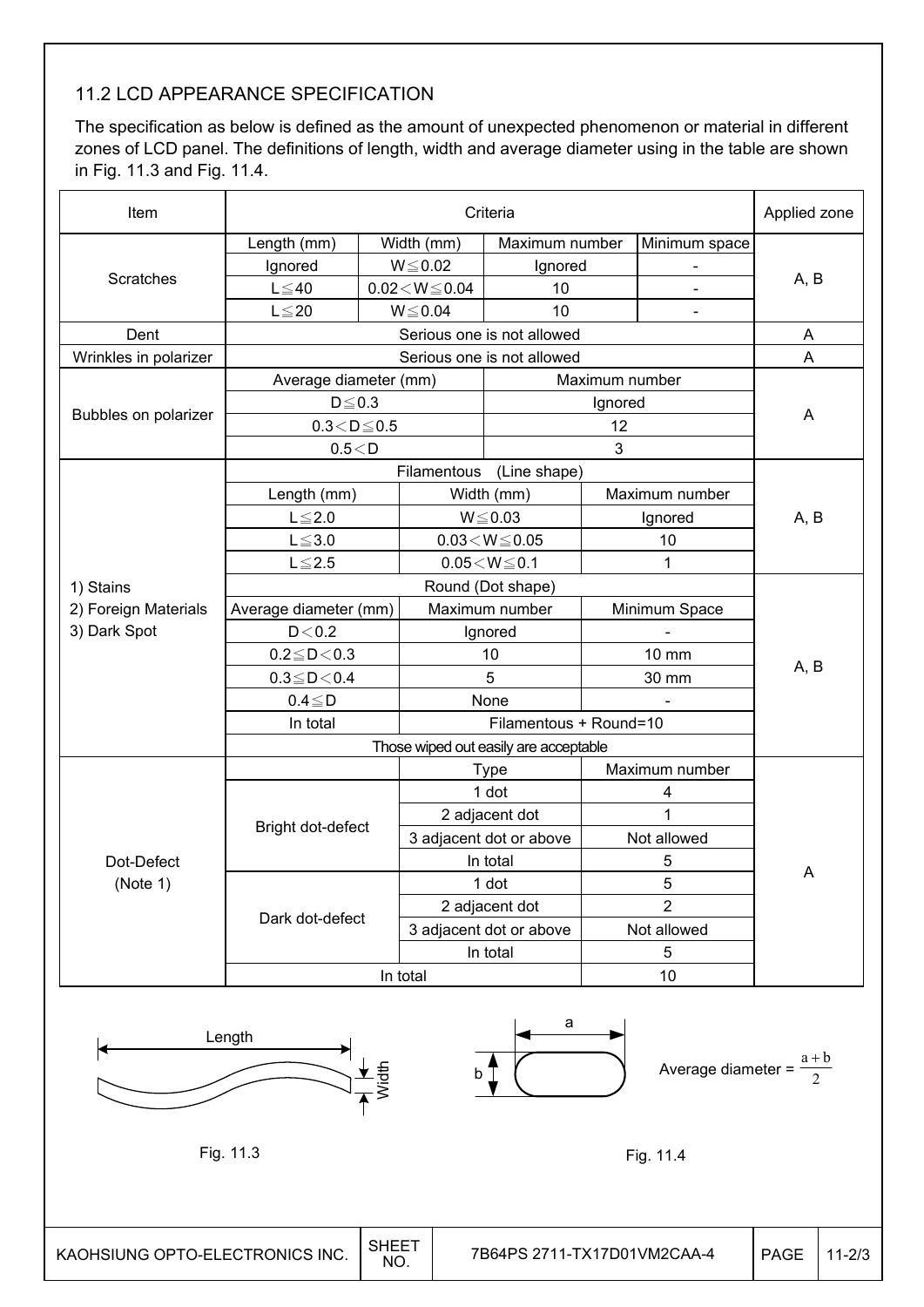## 11.2 LCD APPEARANCE SPECIFICATION

The specification as below is defined as the amount of unexpected phenomenon or material in different zones of LCD panel. The definitions of length, width and average diameter using in the table are shown in Fig. 11.3 and Fig. 11.4.

| Item | Criteria | | | | Applied zone |
|---|---|---|---|---|---|
| Scratches | Length (mm) | Width (mm) | Maximum number | Minimum space | A, B |
| | Ignored | W≦0.02 | Ignored | - | |
| | L≦40 | 0.02＜W≦0.04 | 10 | - | |
| | L≦20 | W≦0.04 | 10 | - | |
| Dent | Serious one is not allowed | | | | A |
| Wrinkles in polarizer | Serious one is not allowed | | | | A |
| Bubbles on polarizer | Average diameter (mm) | | Maximum number | | A |
| | D≦0.3 | | Ignored | | |
| | 0.3＜D≦0.5 | | 12 | | |
| | 0.5＜D | | 3 | | |
| 1) Stains<br>2) Foreign Materials<br>3) Dark Spot | Filamentous (Line shape) | | | | A, B |
| | Length (mm) | Width (mm) | Maximum number | | |
| | L≦2.0 | W≦0.03 | Ignored | | |
| | L≦3.0 | 0.03＜W≦0.05 | 10 | | |
| | L≦2.5 | 0.05＜W≦0.1 | 1 | | |
| | Round (Dot shape) | | | | A, B |
| | Average diameter (mm) | Maximum number | Minimum Space | | |
| | D＜0.2 | Ignored | - | | |
| | 0.2≦D＜0.3 | 10 | 10 mm | | |
| | 0.3≦D＜0.4 | 5 | 30 mm | | |
| | 0.4≦D | None | - | | |
| | In total | Filamentous + Round=10 | | | |
| | Those wiped out easily are acceptable | | | | |
| Dot-Defect<br>(Note 1) | | Type | Maximum number | | A |
| | Bright dot-defect | 1 dot | 4 | | |
| | | 2 adjacent dot | 1 | | |
| | | 3 adjacent dot or above | Not allowed | | |
| | | In total | 5 | | |
| | Dark dot-defect | 1 dot | 5 | | |
| | | 2 adjacent dot | 2 | | |
| | | 3 adjacent dot or above | Not allowed | | |
| | | In total | 5 | | |
| | In total | | 10 | | |

Length

Width

Fig. 11.3

a

b

Average diameter = $\frac{a+b}{2}$

Fig. 11.4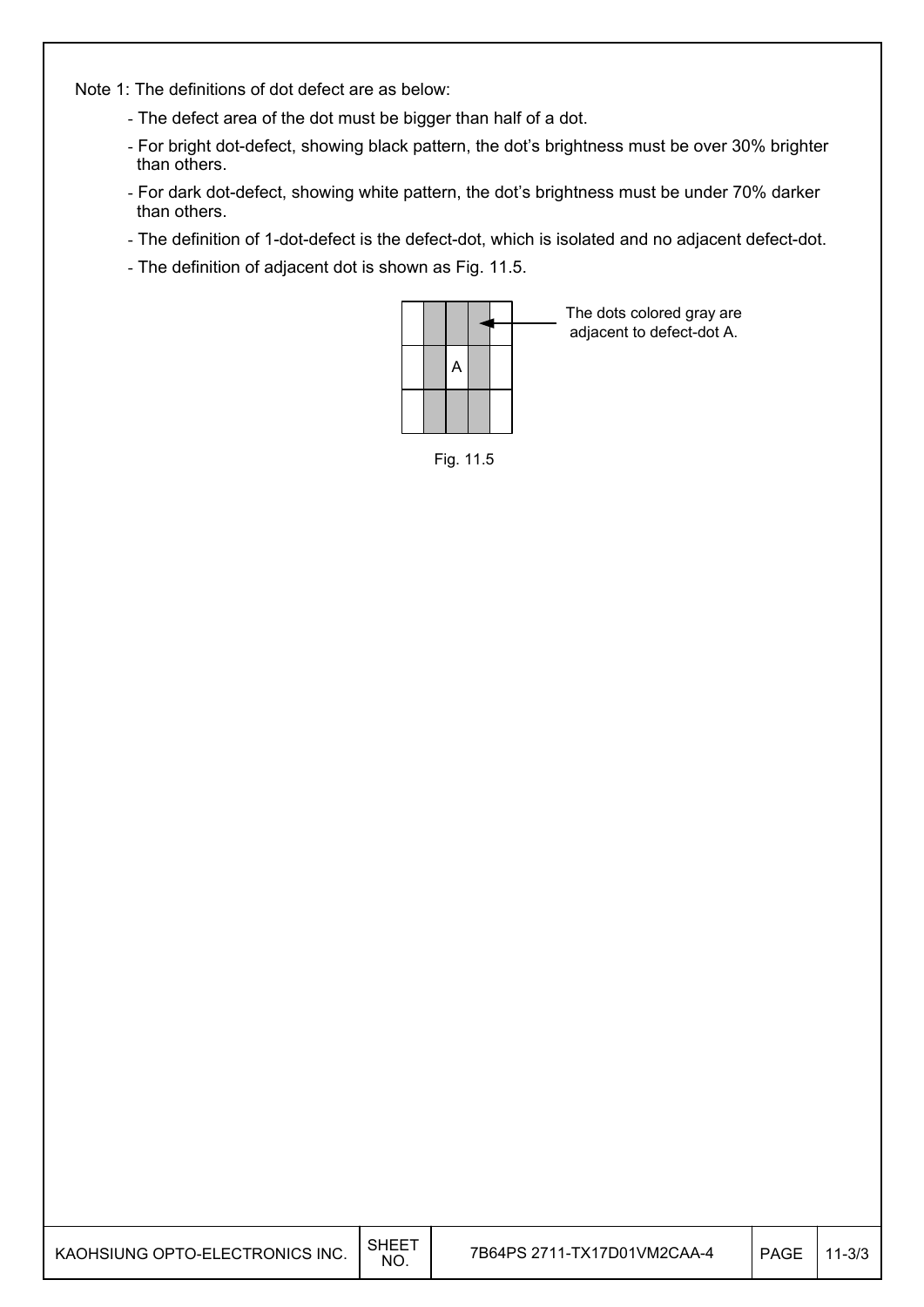Note 1: The definitions of dot defect are as below:

- The defect area of the dot must be bigger than half of a dot.
- For bright dot-defect, showing black pattern, the dot's brightness must be over 30% brighter than others.
- For dark dot-defect, showing white pattern, the dot's brightness must be under 70% darker than others.
- The definition of 1-dot-defect is the defect-dot, which is isolated and no adjacent defect-dot.
- The definition of adjacent dot is shown as Fig. 11.5.

The dots colored gray are adjacent to defect-dot A.

Fig. 11.5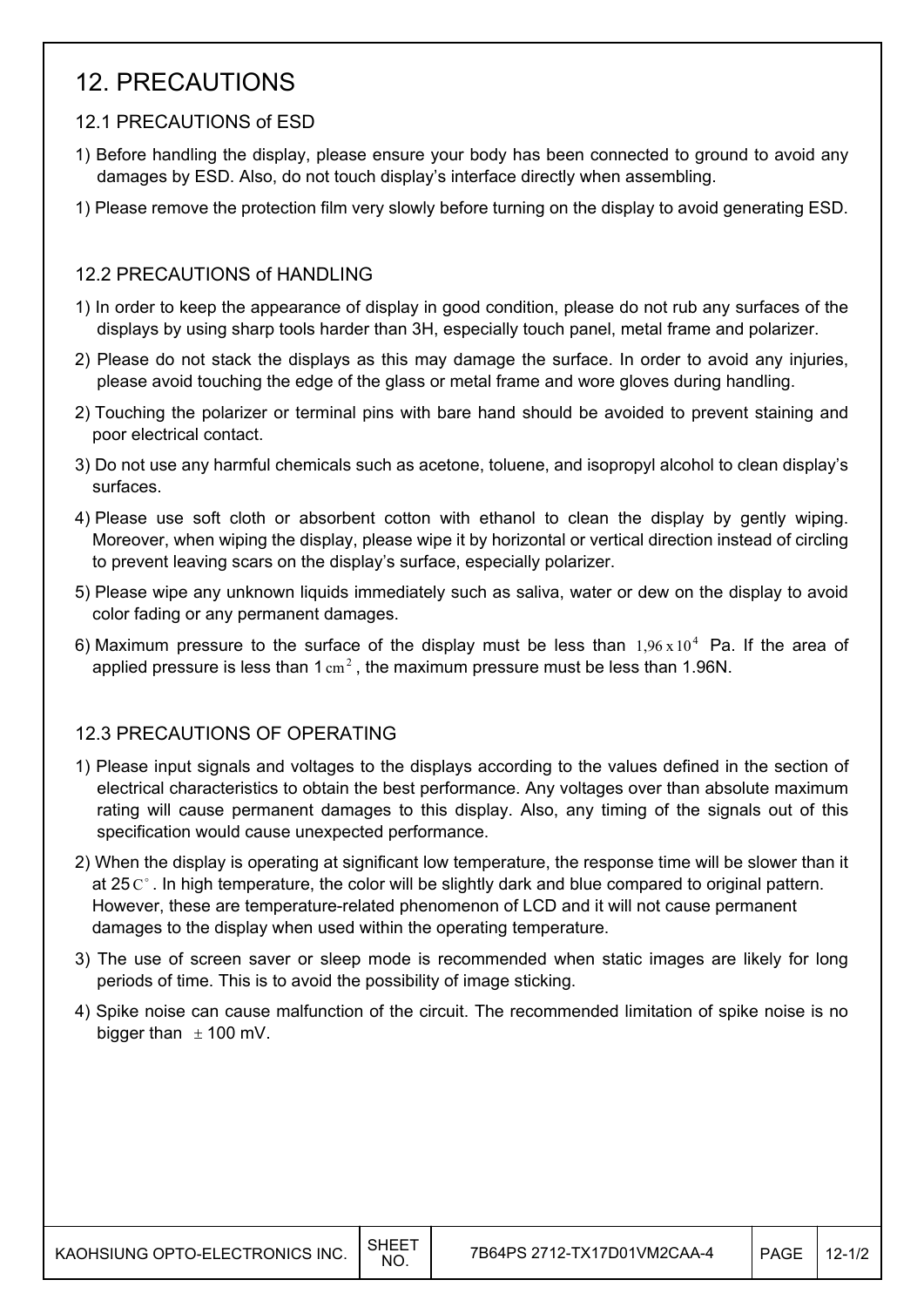# 12. PRECAUTIONS

## 12.1 PRECAUTIONS of ESD

1) Before handling the display, please ensure your body has been connected to ground to avoid any damages by ESD. Also, do not touch display's interface directly when assembling.

1) Please remove the protection film very slowly before turning on the display to avoid generating ESD.

## 12.2 PRECAUTIONS of HANDLING

1) In order to keep the appearance of display in good condition, please do not rub any surfaces of the displays by using sharp tools harder than 3H, especially touch panel, metal frame and polarizer.

2) Please do not stack the displays as this may damage the surface. In order to avoid any injuries, please avoid touching the edge of the glass or metal frame and wore gloves during handling.

2) Touching the polarizer or terminal pins with bare hand should be avoided to prevent staining and poor electrical contact.

3) Do not use any harmful chemicals such as acetone, toluene, and isopropyl alcohol to clean display's surfaces.

4) Please use soft cloth or absorbent cotton with ethanol to clean the display by gently wiping. Moreover, when wiping the display, please wipe it by horizontal or vertical direction instead of circling to prevent leaving scars on the display's surface, especially polarizer.

5) Please wipe any unknown liquids immediately such as saliva, water or dew on the display to avoid color fading or any permanent damages.

6) Maximum pressure to the surface of the display must be less than $1{,}96 \times 10^{4}$ Pa. If the area of applied pressure is less than 1 $cm^{2}$, the maximum pressure must be less than 1.96N.

## 12.3 PRECAUTIONS OF OPERATING

1) Please input signals and voltages to the displays according to the values defined in the section of electrical characteristics to obtain the best performance. Any voltages over than absolute maximum rating will cause permanent damages to this display. Also, any timing of the signals out of this specification would cause unexpected performance.

2) When the display is operating at significant low temperature, the response time will be slower than it at 25$C^{\circ}$. In high temperature, the color will be slightly dark and blue compared to original pattern. However, these are temperature-related phenomenon of LCD and it will not cause permanent damages to the display when used within the operating temperature.

3) The use of screen saver or sleep mode is recommended when static images are likely for long periods of time. This is to avoid the possibility of image sticking.

4) Spike noise can cause malfunction of the circuit. The recommended limitation of spike noise is no bigger than $\pm$ 100 mV.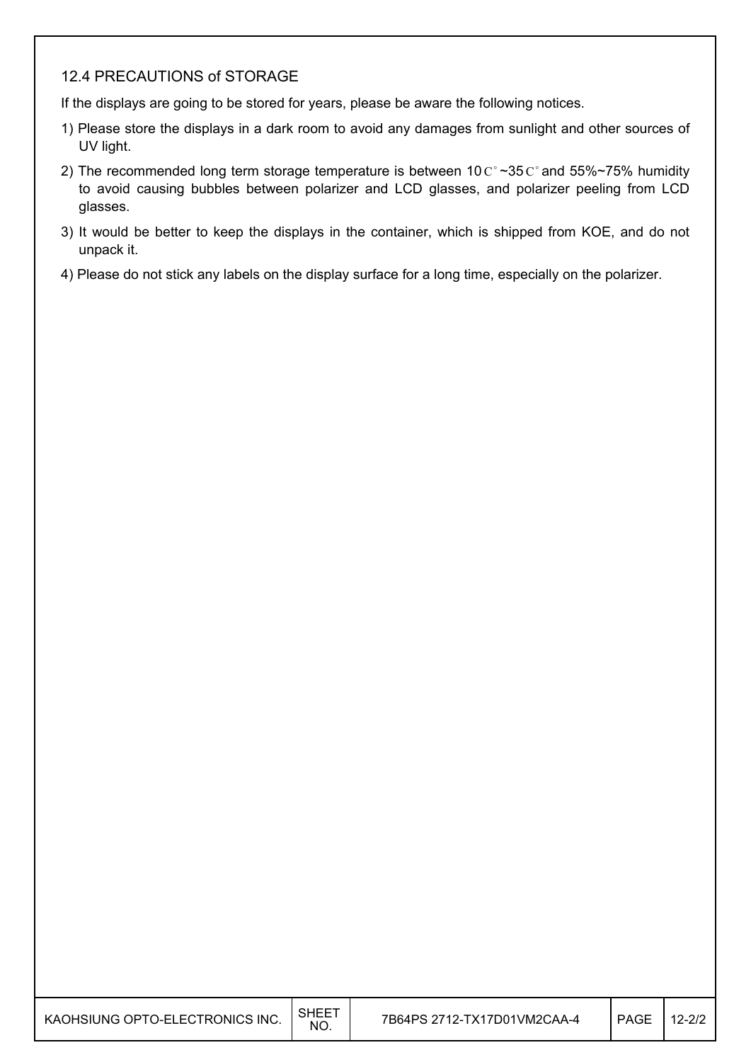### 12.4 PRECAUTIONS of STORAGE

If the displays are going to be stored for years, please be aware the following notices.

1) Please store the displays in a dark room to avoid any damages from sunlight and other sources of UV light.
2) The recommended long term storage temperature is between 10C°~35C° and 55%~75% humidity to avoid causing bubbles between polarizer and LCD glasses, and polarizer peeling from LCD glasses.
3) It would be better to keep the displays in the container, which is shipped from KOE, and do not unpack it.
4) Please do not stick any labels on the display surface for a long time, especially on the polarizer.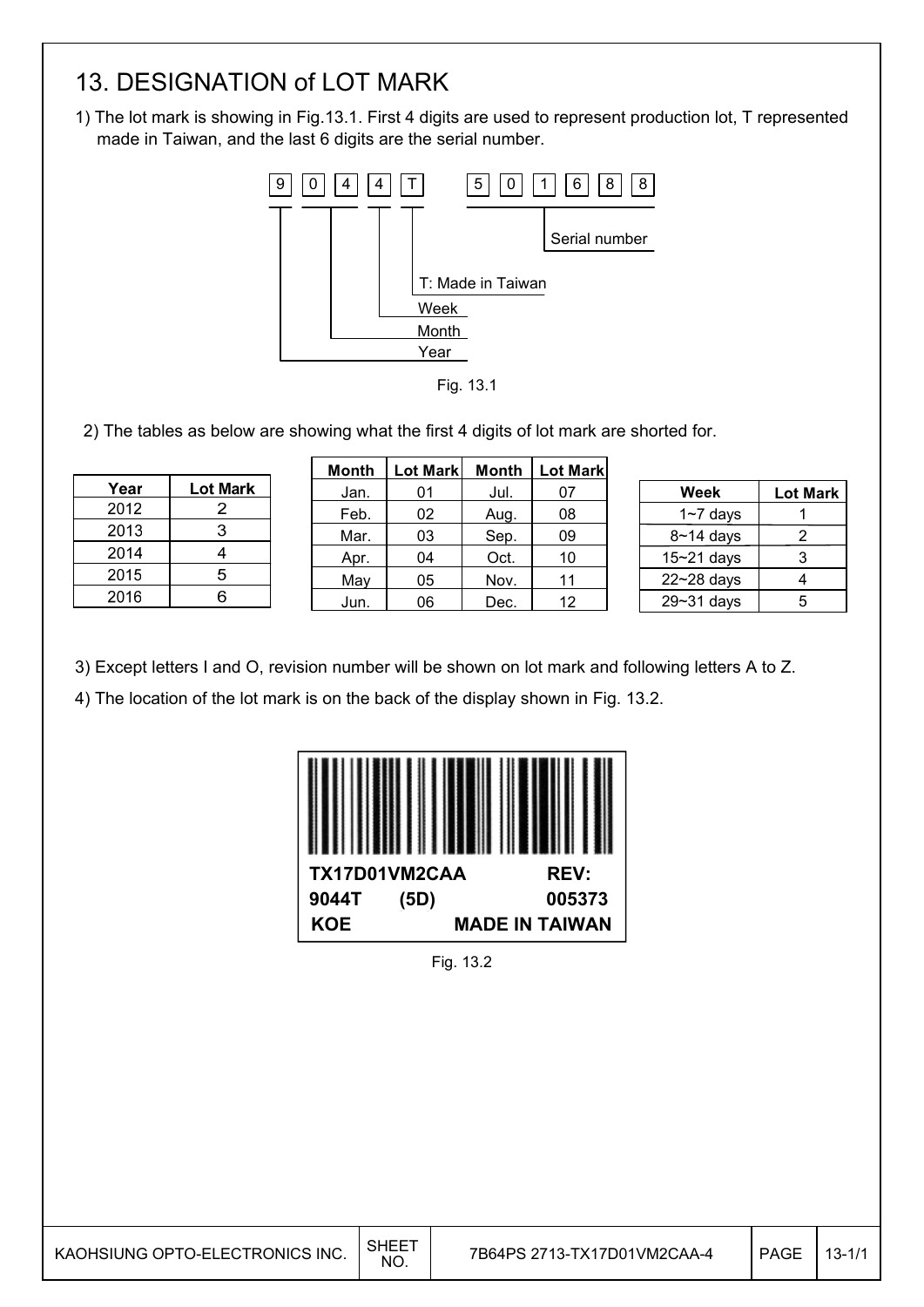# 13. DESIGNATION of LOT MARK

1) The lot mark is showing in Fig.13.1. First 4 digits are used to represent production lot, T represented made in Taiwan, and the last 6 digits are the serial number.

9 0 4 4 T 5 0 1 6 8 8

Serial number

T: Made in Taiwan

Week

Month

Year

Fig. 13.1

2) The tables as below are showing what the first 4 digits of lot mark are shorted for.

| Year | Lot Mark |
|---|---|
| 2012 | 2 |
| 2013 | 3 |
| 2014 | 4 |
| 2015 | 5 |
| 2016 | 6 |

| Month | Lot Mark | Month | Lot Mark |
|---|---|---|---|
| Jan. | 01 | Jul. | 07 |
| Feb. | 02 | Aug. | 08 |
| Mar. | 03 | Sep. | 09 |
| Apr. | 04 | Oct. | 10 |
| May | 05 | Nov. | 11 |
| Jun. | 06 | Dec. | 12 |

| Week | Lot Mark |
|---|---|
| 1~7 days | 1 |
| 8~14 days | 2 |
| 15~21 days | 3 |
| 22~28 days | 4 |
| 29~31 days | 5 |

3) Except letters I and O, revision number will be shown on lot mark and following letters A to Z.

4) The location of the lot mark is on the back of the display shown in Fig. 13.2.

**TX17D01VM2CAA REV:**
**9044T (5D) 005373**
**KOE MADE IN TAIWAN**

Fig. 13.2